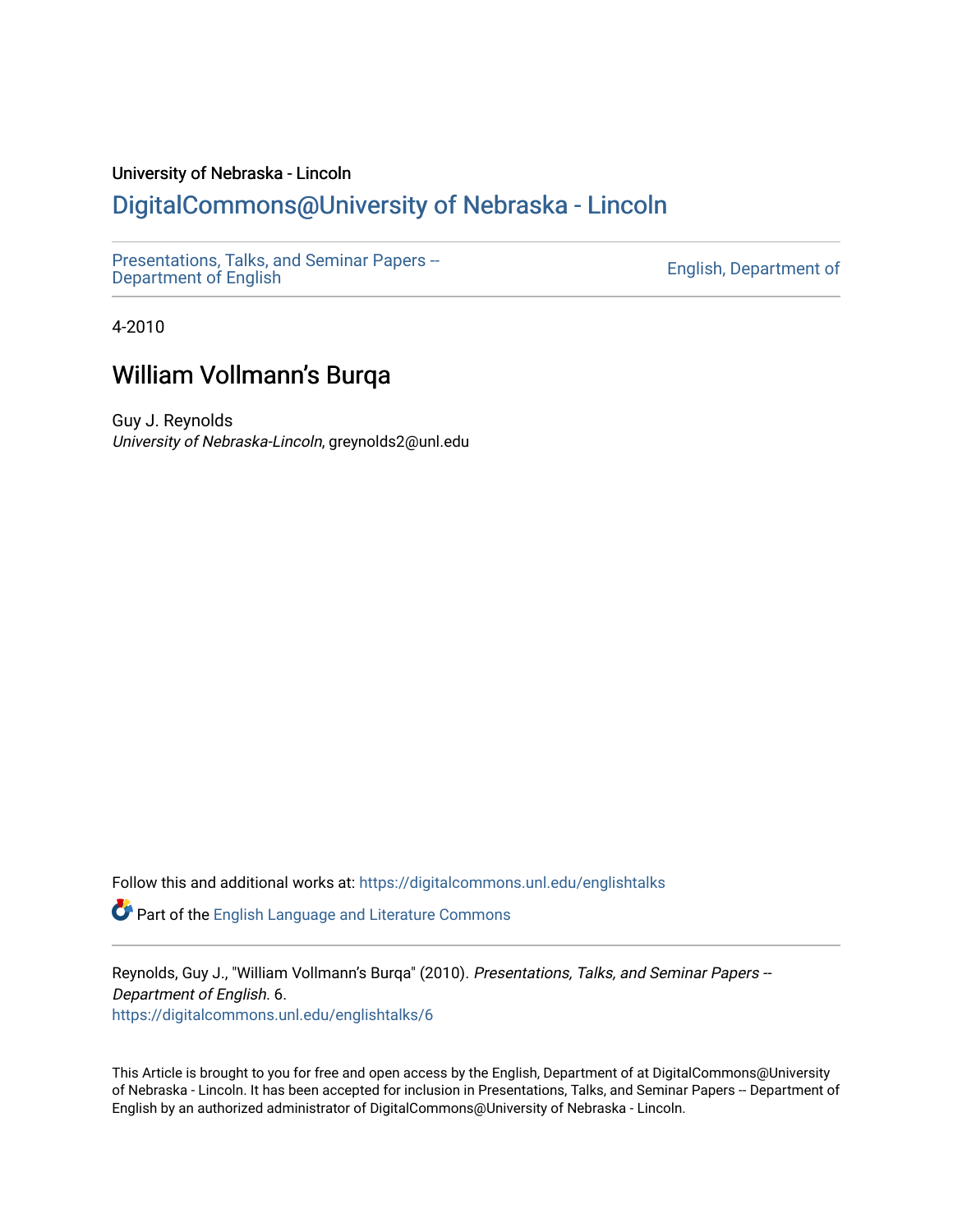University of Nebraska - Lincoln

# DigitalCommons@University of Nebraska - Lincoln

Presentations, Talks, and Seminar Papers -- Department of English

English, Department of

4-2010

## William Vollmann's Burqa

Guy J. Reynolds
*University of Nebraska-Lincoln*, greynolds2@unl.edu

Follow this and additional works at: https://digitalcommons.unl.edu/englishtalks

Part of the English Language and Literature Commons

Reynolds, Guy J., "William Vollmann's Burqa" (2010). *Presentations, Talks, and Seminar Papers -- Department of English*. 6.
https://digitalcommons.unl.edu/englishtalks/6

This Article is brought to you for free and open access by the English, Department of at DigitalCommons@University of Nebraska - Lincoln. It has been accepted for inclusion in Presentations, Talks, and Seminar Papers -- Department of English by an authorized administrator of DigitalCommons@University of Nebraska - Lincoln.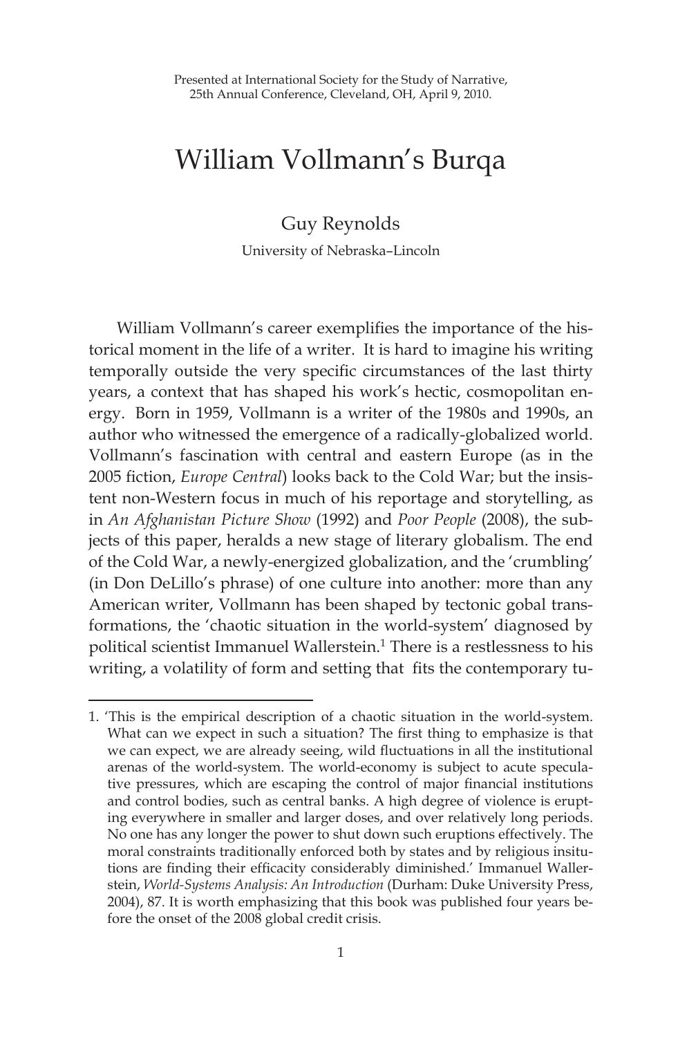Presented at International Society for the Study of Narrative, 25th Annual Conference, Cleveland, OH, April 9, 2010.

# William Vollmann's Burqa

Guy Reynolds

University of Nebraska–Lincoln

William Vollmann's career exemplifies the importance of the historical moment in the life of a writer. It is hard to imagine his writing temporally outside the very specific circumstances of the last thirty years, a context that has shaped his work's hectic, cosmopolitan energy. Born in 1959, Vollmann is a writer of the 1980s and 1990s, an author who witnessed the emergence of a radically-globalized world. Vollmann's fascination with central and eastern Europe (as in the 2005 fiction, *Europe Central*) looks back to the Cold War; but the insistent non-Western focus in much of his reportage and storytelling, as in *An Afghanistan Picture Show* (1992) and *Poor People* (2008), the subjects of this paper, heralds a new stage of literary globalism. The end of the Cold War, a newly-energized globalization, and the 'crumbling' (in Don DeLillo's phrase) of one culture into another: more than any American writer, Vollmann has been shaped by tectonic gobal transformations, the 'chaotic situation in the world-system' diagnosed by political scientist Immanuel Wallerstein.[1] There is a restlessness to his writing, a volatility of form and setting that fits the contemporary tu-

1. 'This is the empirical description of a chaotic situation in the world-system. What can we expect in such a situation? The first thing to emphasize is that we can expect, we are already seeing, wild fluctuations in all the institutional arenas of the world-system. The world-economy is subject to acute speculative pressures, which are escaping the control of major financial institutions and control bodies, such as central banks. A high degree of violence is erupting everywhere in smaller and larger doses, and over relatively long periods. No one has any longer the power to shut down such eruptions effectively. The moral constraints traditionally enforced both by states and by religious insitutions are finding their efficacity considerably diminished.' Immanuel Wallerstein, *World-Systems Analysis: An Introduction* (Durham: Duke University Press, 2004), 87. It is worth emphasizing that this book was published four years before the onset of the 2008 global credit crisis.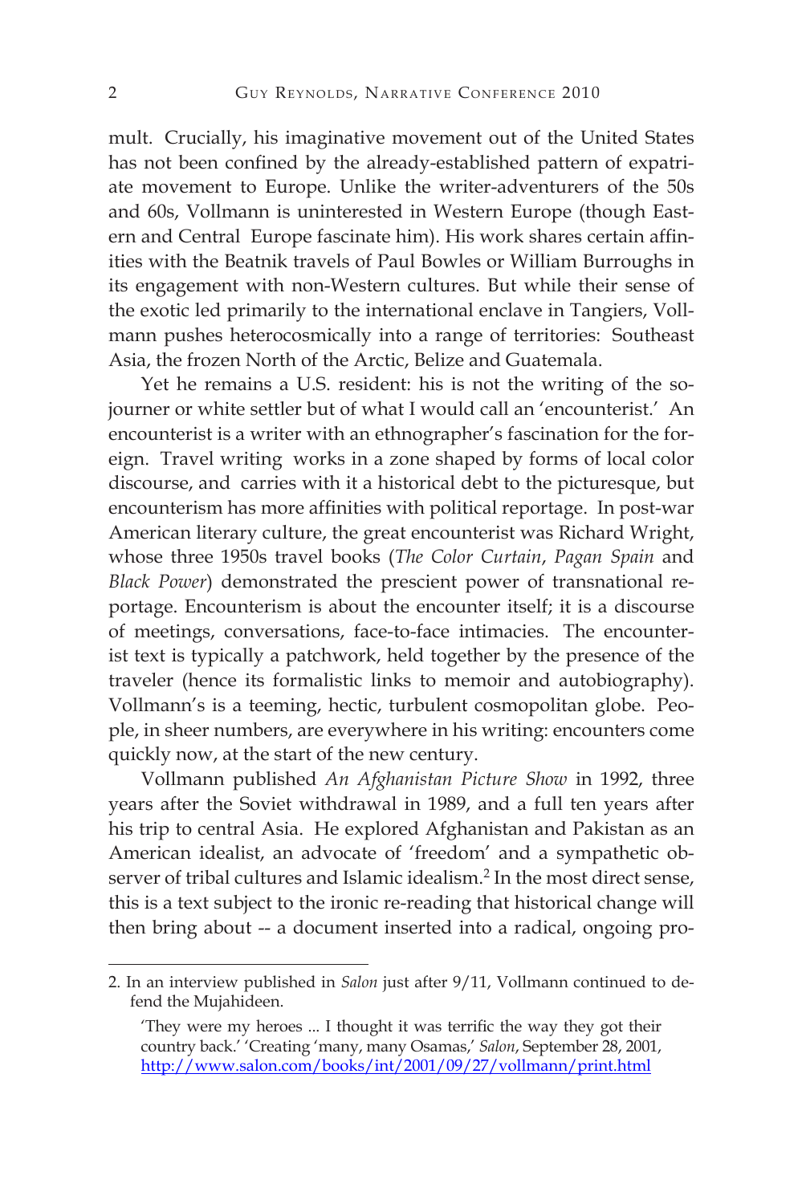mult. Crucially, his imaginative movement out of the United States has not been confined by the already-established pattern of expatriate movement to Europe. Unlike the writer-adventurers of the 50s and 60s, Vollmann is uninterested in Western Europe (though Eastern and Central Europe fascinate him). His work shares certain affinities with the Beatnik travels of Paul Bowles or William Burroughs in its engagement with non-Western cultures. But while their sense of the exotic led primarily to the international enclave in Tangiers, Vollmann pushes heterocosmically into a range of territories: Southeast Asia, the frozen North of the Arctic, Belize and Guatemala.

Yet he remains a U.S. resident: his is not the writing of the sojourner or white settler but of what I would call an 'encounterist.' An encounterist is a writer with an ethnographer's fascination for the foreign. Travel writing works in a zone shaped by forms of local color discourse, and carries with it a historical debt to the picturesque, but encounterism has more affinities with political reportage. In post-war American literary culture, the great encounterist was Richard Wright, whose three 1950s travel books (*The Color Curtain*, *Pagan Spain* and *Black Power*) demonstrated the prescient power of transnational reportage. Encounterism is about the encounter itself; it is a discourse of meetings, conversations, face-to-face intimacies. The encounterist text is typically a patchwork, held together by the presence of the traveler (hence its formalistic links to memoir and autobiography). Vollmann's is a teeming, hectic, turbulent cosmopolitan globe. People, in sheer numbers, are everywhere in his writing: encounters come quickly now, at the start of the new century.

Vollmann published *An Afghanistan Picture Show* in 1992, three years after the Soviet withdrawal in 1989, and a full ten years after his trip to central Asia. He explored Afghanistan and Pakistan as an American idealist, an advocate of 'freedom' and a sympathetic observer of tribal cultures and Islamic idealism.[2] In the most direct sense, this is a text subject to the ironic re-reading that historical change will then bring about -- a document inserted into a radical, ongoing pro-

---

2. In an interview published in *Salon* just after 9/11, Vollmann continued to defend the Mujahideen.

   'They were my heroes ... I thought it was terrific the way they got their country back.' 'Creating 'many, many Osamas,' *Salon*, September 28, 2001, http://www.salon.com/books/int/2001/09/27/vollmann/print.html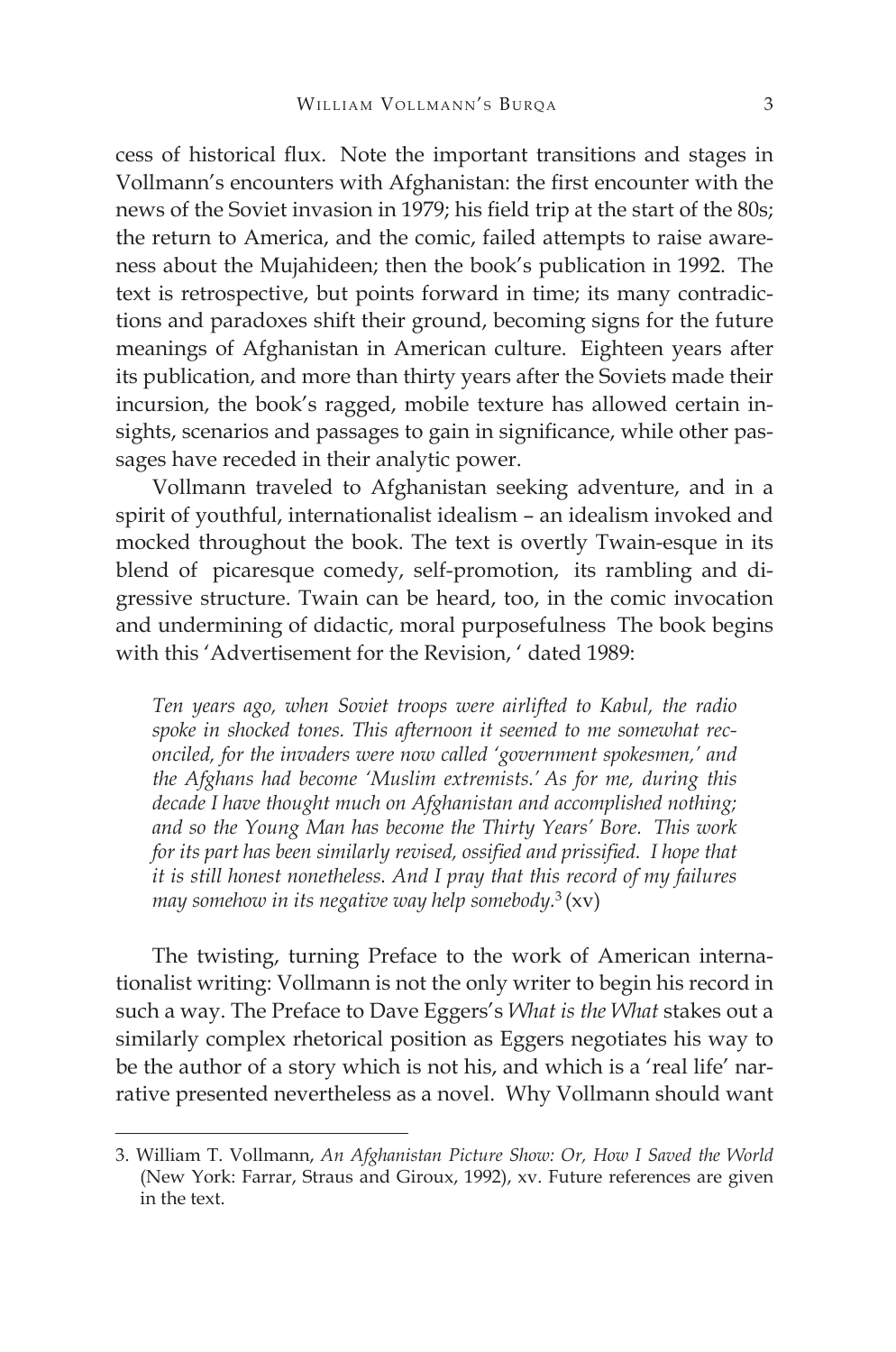cess of historical flux. Note the important transitions and stages in Vollmann's encounters with Afghanistan: the first encounter with the news of the Soviet invasion in 1979; his field trip at the start of the 80s; the return to America, and the comic, failed attempts to raise awareness about the Mujahideen; then the book's publication in 1992. The text is retrospective, but points forward in time; its many contradictions and paradoxes shift their ground, becoming signs for the future meanings of Afghanistan in American culture. Eighteen years after its publication, and more than thirty years after the Soviets made their incursion, the book's ragged, mobile texture has allowed certain insights, scenarios and passages to gain in significance, while other passages have receded in their analytic power.

Vollmann traveled to Afghanistan seeking adventure, and in a spirit of youthful, internationalist idealism – an idealism invoked and mocked throughout the book. The text is overtly Twain-esque in its blend of picaresque comedy, self-promotion, its rambling and digressive structure. Twain can be heard, too, in the comic invocation and undermining of didactic, moral purposefulness The book begins with this 'Advertisement for the Revision, ' dated 1989:

> *Ten years ago, when Soviet troops were airlifted to Kabul, the radio spoke in shocked tones. This afternoon it seemed to me somewhat reconciled, for the invaders were now called 'government spokesmen,' and the Afghans had become 'Muslim extremists.' As for me, during this decade I have thought much on Afghanistan and accomplished nothing; and so the Young Man has become the Thirty Years' Bore. This work for its part has been similarly revised, ossified and prissified. I hope that it is still honest nonetheless. And I pray that this record of my failures may somehow in its negative way help somebody.*[3] (xv)

The twisting, turning Preface to the work of American internationalist writing: Vollmann is not the only writer to begin his record in such a way. The Preface to Dave Eggers's *What is the What* stakes out a similarly complex rhetorical position as Eggers negotiates his way to be the author of a story which is not his, and which is a 'real life' narrative presented nevertheless as a novel. Why Vollmann should want

---

3. William T. Vollmann, *An Afghanistan Picture Show: Or, How I Saved the World* (New York: Farrar, Straus and Giroux, 1992), xv. Future references are given in the text.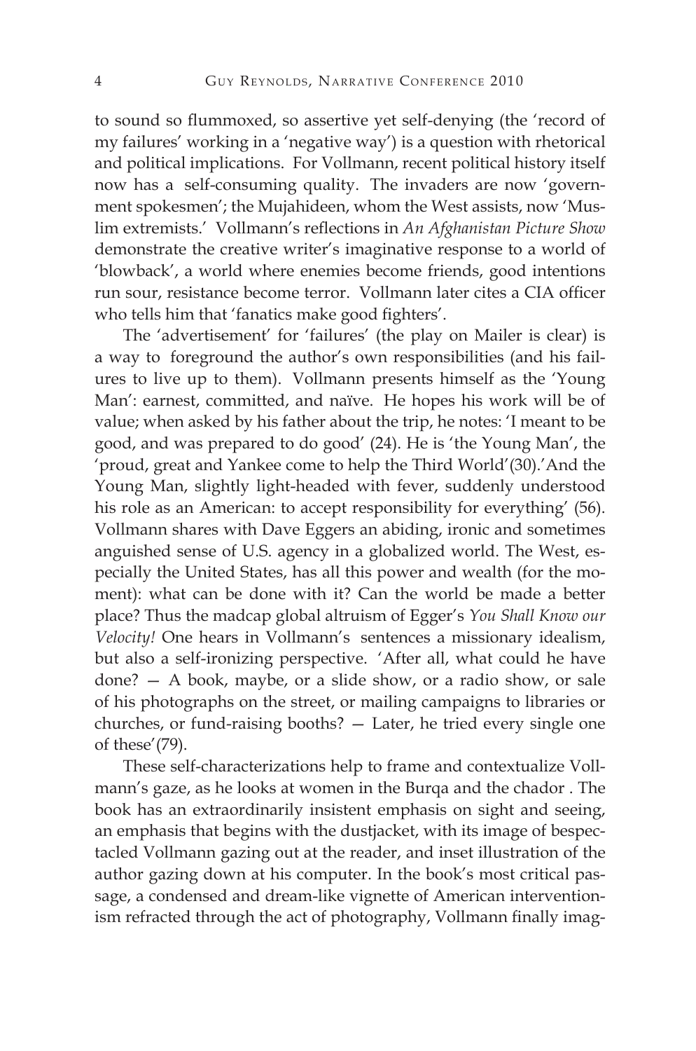to sound so flummoxed, so assertive yet self-denying (the 'record of my failures' working in a 'negative way') is a question with rhetorical and political implications. For Vollmann, recent political history itself now has a self-consuming quality. The invaders are now 'government spokesmen'; the Mujahideen, whom the West assists, now 'Muslim extremists.' Vollmann's reflections in *An Afghanistan Picture Show* demonstrate the creative writer's imaginative response to a world of 'blowback', a world where enemies become friends, good intentions run sour, resistance become terror. Vollmann later cites a CIA officer who tells him that 'fanatics make good fighters'.

The 'advertisement' for 'failures' (the play on Mailer is clear) is a way to foreground the author's own responsibilities (and his failures to live up to them). Vollmann presents himself as the 'Young Man': earnest, committed, and naïve. He hopes his work will be of value; when asked by his father about the trip, he notes: 'I meant to be good, and was prepared to do good' (24). He is 'the Young Man', the 'proud, great and Yankee come to help the Third World'(30).'And the Young Man, slightly light-headed with fever, suddenly understood his role as an American: to accept responsibility for everything' (56). Vollmann shares with Dave Eggers an abiding, ironic and sometimes anguished sense of U.S. agency in a globalized world. The West, especially the United States, has all this power and wealth (for the moment): what can be done with it? Can the world be made a better place? Thus the madcap global altruism of Egger's *You Shall Know our Velocity!* One hears in Vollmann's sentences a missionary idealism, but also a self-ironizing perspective. 'After all, what could he have done? — A book, maybe, or a slide show, or a radio show, or sale of his photographs on the street, or mailing campaigns to libraries or churches, or fund-raising booths? — Later, he tried every single one of these'(79).

These self-characterizations help to frame and contextualize Vollmann's gaze, as he looks at women in the Burqa and the chador . The book has an extraordinarily insistent emphasis on sight and seeing, an emphasis that begins with the dustjacket, with its image of bespectacled Vollmann gazing out at the reader, and inset illustration of the author gazing down at his computer. In the book's most critical passage, a condensed and dream-like vignette of American interventionism refracted through the act of photography, Vollmann finally imag-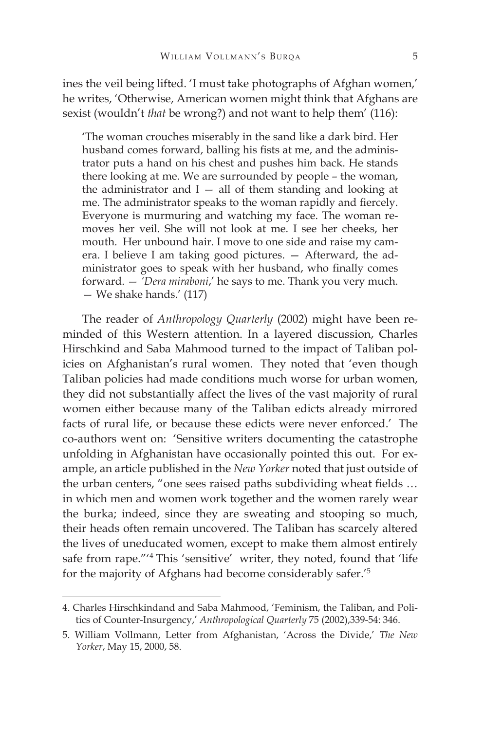ines the veil being lifted. 'I must take photographs of Afghan women,' he writes, 'Otherwise, American women might think that Afghans are sexist (wouldn't *that* be wrong?) and not want to help them' (116):

> 'The woman crouches miserably in the sand like a dark bird. Her husband comes forward, balling his fists at me, and the administrator puts a hand on his chest and pushes him back. He stands there looking at me. We are surrounded by people – the woman, the administrator and I — all of them standing and looking at me. The administrator speaks to the woman rapidly and fiercely. Everyone is murmuring and watching my face. The woman removes her veil. She will not look at me. I see her cheeks, her mouth. Her unbound hair. I move to one side and raise my camera. I believe I am taking good pictures. — Afterward, the administrator goes to speak with her husband, who finally comes forward. — *'Dera miraboni*,' he says to me. Thank you very much. — We shake hands.' (117)

The reader of *Anthropology Quarterly* (2002) might have been reminded of this Western attention. In a layered discussion, Charles Hirschkind and Saba Mahmood turned to the impact of Taliban policies on Afghanistan's rural women. They noted that 'even though Taliban policies had made conditions much worse for urban women, they did not substantially affect the lives of the vast majority of rural women either because many of the Taliban edicts already mirrored facts of rural life, or because these edicts were never enforced.' The co-authors went on: 'Sensitive writers documenting the catastrophe unfolding in Afghanistan have occasionally pointed this out. For example, an article published in the *New Yorker* noted that just outside of the urban centers, "one sees raised paths subdividing wheat fields … in which men and women work together and the women rarely wear the burka; indeed, since they are sweating and stooping so much, their heads often remain uncovered. The Taliban has scarcely altered the lives of uneducated women, except to make them almost entirely safe from rape."'[4] This 'sensitive' writer, they noted, found that 'life for the majority of Afghans had become considerably safer.'[5]

---

4. Charles Hirschkindand and Saba Mahmood, 'Feminism, the Taliban, and Politics of Counter-Insurgency,' *Anthropological Quarterly* 75 (2002),339-54: 346.

5. William Vollmann, Letter from Afghanistan, 'Across the Divide,' *The New Yorker*, May 15, 2000, 58.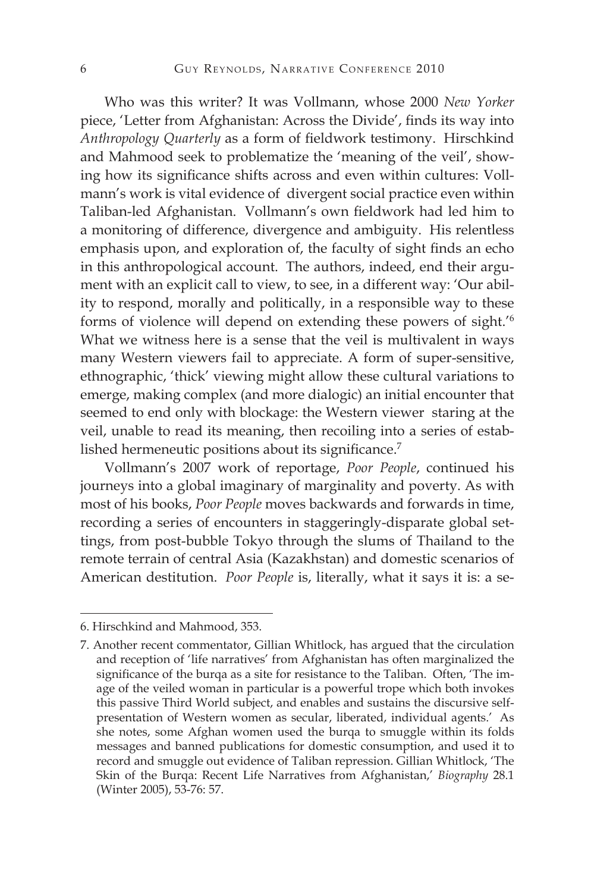Who was this writer? It was Vollmann, whose 2000 *New Yorker* piece, 'Letter from Afghanistan: Across the Divide', finds its way into *Anthropology Quarterly* as a form of fieldwork testimony. Hirschkind and Mahmood seek to problematize the 'meaning of the veil', showing how its significance shifts across and even within cultures: Vollmann's work is vital evidence of divergent social practice even within Taliban-led Afghanistan. Vollmann's own fieldwork had led him to a monitoring of difference, divergence and ambiguity. His relentless emphasis upon, and exploration of, the faculty of sight finds an echo in this anthropological account. The authors, indeed, end their argument with an explicit call to view, to see, in a different way: 'Our ability to respond, morally and politically, in a responsible way to these forms of violence will depend on extending these powers of sight.'[6] What we witness here is a sense that the veil is multivalent in ways many Western viewers fail to appreciate. A form of super-sensitive, ethnographic, 'thick' viewing might allow these cultural variations to emerge, making complex (and more dialogic) an initial encounter that seemed to end only with blockage: the Western viewer staring at the veil, unable to read its meaning, then recoiling into a series of established hermeneutic positions about its significance.[7]

Vollmann's 2007 work of reportage, *Poor People*, continued his journeys into a global imaginary of marginality and poverty. As with most of his books, *Poor People* moves backwards and forwards in time, recording a series of encounters in staggeringly-disparate global settings, from post-bubble Tokyo through the slums of Thailand to the remote terrain of central Asia (Kazakhstan) and domestic scenarios of American destitution. *Poor People* is, literally, what it says it is: a se-

---

6. Hirschkind and Mahmood, 353.

7. Another recent commentator, Gillian Whitlock, has argued that the circulation and reception of 'life narratives' from Afghanistan has often marginalized the significance of the burqa as a site for resistance to the Taliban. Often, 'The image of the veiled woman in particular is a powerful trope which both invokes this passive Third World subject, and enables and sustains the discursive self-presentation of Western women as secular, liberated, individual agents.' As she notes, some Afghan women used the burqa to smuggle within its folds messages and banned publications for domestic consumption, and used it to record and smuggle out evidence of Taliban repression. Gillian Whitlock, 'The Skin of the Burqa: Recent Life Narratives from Afghanistan,' *Biography* 28.1 (Winter 2005), 53-76: 57.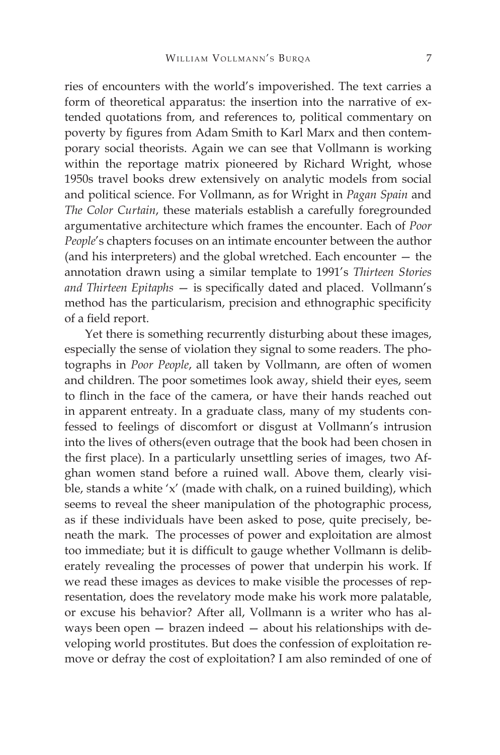ries of encounters with the world's impoverished. The text carries a form of theoretical apparatus: the insertion into the narrative of extended quotations from, and references to, political commentary on poverty by figures from Adam Smith to Karl Marx and then contemporary social theorists. Again we can see that Vollmann is working within the reportage matrix pioneered by Richard Wright, whose 1950s travel books drew extensively on analytic models from social and political science. For Vollmann, as for Wright in *Pagan Spain* and *The Color Curtain*, these materials establish a carefully foregrounded argumentative architecture which frames the encounter. Each of *Poor People*'s chapters focuses on an intimate encounter between the author (and his interpreters) and the global wretched. Each encounter — the annotation drawn using a similar template to 1991's *Thirteen Stories and Thirteen Epitaphs* — is specifically dated and placed. Vollmann's method has the particularism, precision and ethnographic specificity of a field report.

Yet there is something recurrently disturbing about these images, especially the sense of violation they signal to some readers. The photographs in *Poor People*, all taken by Vollmann, are often of women and children. The poor sometimes look away, shield their eyes, seem to flinch in the face of the camera, or have their hands reached out in apparent entreaty. In a graduate class, many of my students confessed to feelings of discomfort or disgust at Vollmann's intrusion into the lives of others(even outrage that the book had been chosen in the first place). In a particularly unsettling series of images, two Afghan women stand before a ruined wall. Above them, clearly visible, stands a white 'x' (made with chalk, on a ruined building), which seems to reveal the sheer manipulation of the photographic process, as if these individuals have been asked to pose, quite precisely, beneath the mark. The processes of power and exploitation are almost too immediate; but it is difficult to gauge whether Vollmann is deliberately revealing the processes of power that underpin his work. If we read these images as devices to make visible the processes of representation, does the revelatory mode make his work more palatable, or excuse his behavior? After all, Vollmann is a writer who has always been open — brazen indeed — about his relationships with developing world prostitutes. But does the confession of exploitation remove or defray the cost of exploitation? I am also reminded of one of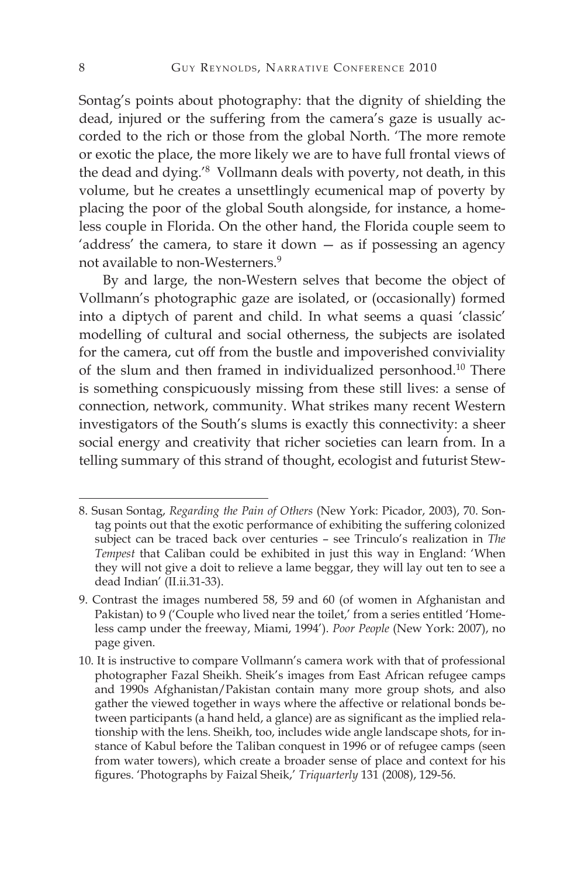Sontag's points about photography: that the dignity of shielding the dead, injured or the suffering from the camera's gaze is usually accorded to the rich or those from the global North. 'The more remote or exotic the place, the more likely we are to have full frontal views of the dead and dying.'[8] Vollmann deals with poverty, not death, in this volume, but he creates a unsettlingly ecumenical map of poverty by placing the poor of the global South alongside, for instance, a homeless couple in Florida. On the other hand, the Florida couple seem to 'address' the camera, to stare it down — as if possessing an agency not available to non-Westerners.[9]

By and large, the non-Western selves that become the object of Vollmann's photographic gaze are isolated, or (occasionally) formed into a diptych of parent and child. In what seems a quasi 'classic' modelling of cultural and social otherness, the subjects are isolated for the camera, cut off from the bustle and impoverished conviviality of the slum and then framed in individualized personhood.[10] There is something conspicuously missing from these still lives: a sense of connection, network, community. What strikes many recent Western investigators of the South's slums is exactly this connectivity: a sheer social energy and creativity that richer societies can learn from. In a telling summary of this strand of thought, ecologist and futurist Stew-

---

8. Susan Sontag, *Regarding the Pain of Others* (New York: Picador, 2003), 70. Sontag points out that the exotic performance of exhibiting the suffering colonized subject can be traced back over centuries – see Trinculo's realization in *The Tempest* that Caliban could be exhibited in just this way in England: 'When they will not give a doit to relieve a lame beggar, they will lay out ten to see a dead Indian' (II.ii.31-33).

9. Contrast the images numbered 58, 59 and 60 (of women in Afghanistan and Pakistan) to 9 ('Couple who lived near the toilet,' from a series entitled 'Homeless camp under the freeway, Miami, 1994'). *Poor People* (New York: 2007), no page given.

10. It is instructive to compare Vollmann's camera work with that of professional photographer Fazal Sheikh. Sheik's images from East African refugee camps and 1990s Afghanistan/Pakistan contain many more group shots, and also gather the viewed together in ways where the affective or relational bonds between participants (a hand held, a glance) are as significant as the implied relationship with the lens. Sheikh, too, includes wide angle landscape shots, for instance of Kabul before the Taliban conquest in 1996 or of refugee camps (seen from water towers), which create a broader sense of place and context for his figures. 'Photographs by Faizal Sheik,' *Triquarterly* 131 (2008), 129-56.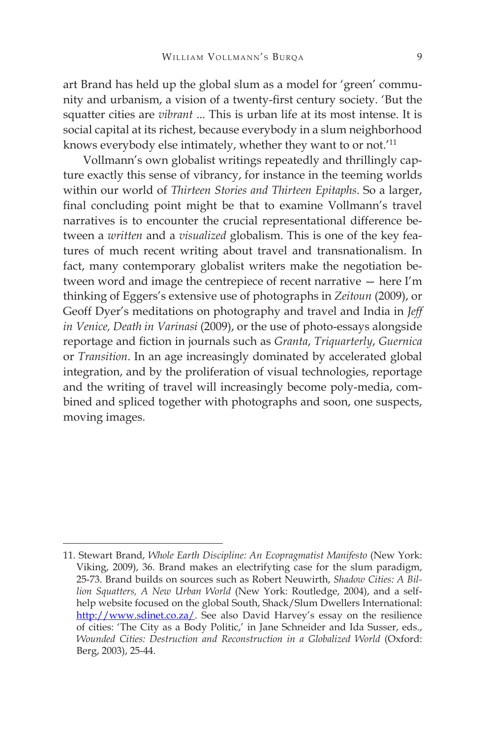art Brand has held up the global slum as a model for 'green' community and urbanism, a vision of a twenty-first century society. 'But the squatter cities are *vibrant* ... This is urban life at its most intense. It is social capital at its richest, because everybody in a slum neighborhood knows everybody else intimately, whether they want to or not.'[11]

Vollmann's own globalist writings repeatedly and thrillingly capture exactly this sense of vibrancy, for instance in the teeming worlds within our world of *Thirteen Stories and Thirteen Epitaphs*. So a larger, final concluding point might be that to examine Vollmann's travel narratives is to encounter the crucial representational difference between a *written* and a *visualized* globalism. This is one of the key features of much recent writing about travel and transnationalism. In fact, many contemporary globalist writers make the negotiation between word and image the centrepiece of recent narrative — here I'm thinking of Eggers's extensive use of photographs in *Zeitoun* (2009), or Geoff Dyer's meditations on photography and travel and India in *Jeff in Venice, Death in Varinasi* (2009), or the use of photo-essays alongside reportage and fiction in journals such as *Granta*, *Triquarterly*, *Guernica* or *Transition*. In an age increasingly dominated by accelerated global integration, and by the proliferation of visual technologies, reportage and the writing of travel will increasingly become poly-media, combined and spliced together with photographs and soon, one suspects, moving images.

---

11. Stewart Brand, *Whole Earth Discipline: An Ecopragmatist Manifesto* (New York: Viking, 2009), 36. Brand makes an electrifying case for the slum paradigm, 25-73. Brand builds on sources such as Robert Neuwirth, *Shadow Cities: A Billion Squatters, A New Urban World* (New York: Routledge, 2004), and a self-help website focused on the global South, Shack/Slum Dwellers International: http://www.sdinet.co.za/. See also David Harvey's essay on the resilience of cities: 'The City as a Body Politic,' in Jane Schneider and Ida Susser, eds., *Wounded Cities: Destruction and Reconstruction in a Globalized World* (Oxford: Berg, 2003), 25-44.